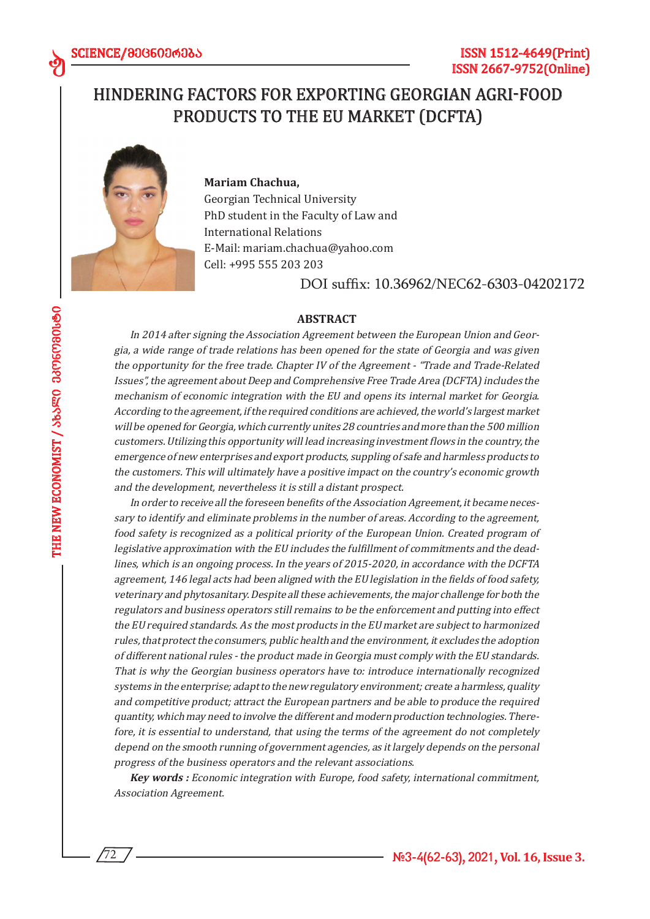# HINDERING FACTORS FOR EXPORTING GEORGIAN AGRI-FOOD PRODUCTS TO THE EU MARKET (DCFTA)

**Mariam Chachua,**
Georgian Technical University
PhD student in the Faculty of Law and International Relations
E-Mail: mariam.chachua@yahoo.com
Cell: +995 555 203 203

DOI suffix: 10.36962/NEC62-6303-04202172

## ABSTRACT

*In 2014 after signing the Association Agreement between the European Union and Georgia, a wide range of trade relations has been opened for the state of Georgia and was given the opportunity for the free trade. Chapter IV of the Agreement - "Trade and Trade-Related Issues", the agreement about Deep and Comprehensive Free Trade Area (DCFTA) includes the mechanism of economic integration with the EU and opens its internal market for Georgia. According to the agreement, if the required conditions are achieved, the world's largest market will be opened for Georgia, which currently unites 28 countries and more than the 500 million customers. Utilizing this opportunity will lead increasing investment flows in the country, the emergence of new enterprises and export products, suppling of safe and harmless products to the customers. This will ultimately have a positive impact on the country's economic growth and the development, nevertheless it is still a distant prospect.*

*In order to receive all the foreseen benefits of the Association Agreement, it became necessary to identify and eliminate problems in the number of areas. According to the agreement, food safety is recognized as a political priority of the European Union. Created program of legislative approximation with the EU includes the fulfillment of commitments and the deadlines, which is an ongoing process. In the years of 2015-2020, in accordance with the DCFTA agreement, 146 legal acts had been aligned with the EU legislation in the fields of food safety, veterinary and phytosanitary. Despite all these achievements, the major challenge for both the regulators and business operators still remains to be the enforcement and putting into effect the EU required standards. As the most products in the EU market are subject to harmonized rules, that protect the consumers, public health and the environment, it excludes the adoption of different national rules - the product made in Georgia must comply with the EU standards. That is why the Georgian business operators have to: introduce internationally recognized systems in the enterprise; adapt to the new regulatory environment; create a harmless, quality and competitive product; attract the European partners and be able to produce the required quantity, which may need to involve the different and modern production technologies. Therefore, it is essential to understand, that using the terms of the agreement do not completely depend on the smooth running of government agencies, as it largely depends on the personal progress of the business operators and the relevant associations.*

***Key words :*** *Economic integration with Europe, food safety, international commitment, Association Agreement.*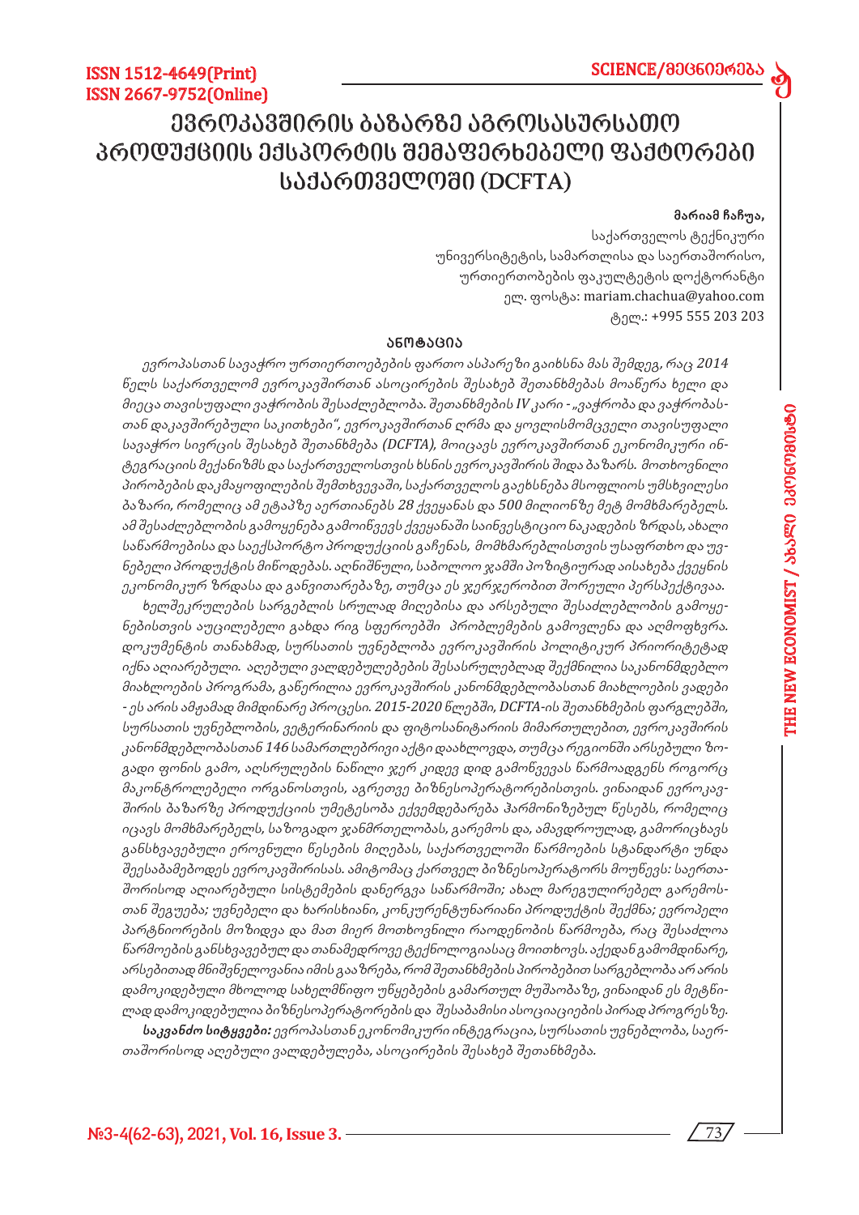# ევროკავშირის ბაზარზე აგროსასურსათო პროდუქციის ექსპორტის შემაფერხებელი ფაქტორები საქართველოში (DCFTA)

**მარიამ ჩაჩუა,**

საქართველოს ტექნიკური უნივერსიტეტის, სამართლისა და საერთაშორისო ურთიერთობების ფაკულტეტის დოქტორანტი
ელ. ფოსტა: mariam.chachua@yahoo.com
ტელ.: +995 555 203 203

## ანოტაცია

*ევროპასთან სავაჭრო ურთიერთობების ფართო ასპარეზი გაიხსნა მას შემდეგ, რაც 2014 წელს საქართველომ ევროკავშირთან ასოცირების შესახებ შეთანხმებას მოაწერა ხელი და მიეცა თავისუფალი ვაჭრობის შესაძლებლობა. შეთანხმების IV კარი - „ვაჭრობა და ვაჭრობასთან დაკავშირებული საკითხები", ევროკავშირთან ღრმა და ყოვლისმომცველი თავისუფალი სავაჭრო სივრცის შესახებ შეთანხმება (DCFTA), მოიცავს ევროკავშირთან ეკონომიკური ინტეგრაციის მექანიზმს და საქართველოსთვის ხსნის ევროკავშირის შიდა ბაზარს. მოთხოვნილი პირობების დაკმაყოფილების შემთხვევაში, საქართველოს გაეხსნება მსოფლიოს უმსხვილესი ბაზარი, რომელიც ამ ეტაპზე აერთიანებს 28 ქვეყანას და 500 მილიონზე მეტ მომხმარებელს. ამ შესაძლებლობის გამოყენება გამოიწვევს ქვეყანაში საინვესტიციო ნაკადების ზრდას, ახალი საწარმოებისა და საექსპორტო პროდუქციის გაჩენას, მომხმარებლისთვის უსაფრთხო და უვნებელი პროდუქტის მიწოდებას. აღნიშნული, საბოლოო ჯამში პოზიტიურად აისახება ქვეყნის ეკონომიკურ ზრდასა და განვითარებაზე, თუმცა ეს ჯერჯერობით შორეული პერსპექტივაა.*

*ხელშეკრულების სარგებლის სრულად მიღებისა და არსებული შესაძლებლობის გამოყენებისთვის აუცილებელი გახდა რიგ სფეროებში პრობლემების გამოვლენა და აღმოფხვრა. დოკუმენტის თანახმად, სურსათის უვნებლობა ევროკავშირის პოლიტიკურ პრიორიტეტად იქნა აღიარებული. აღებული ვალდებულებების შესასრულებლად შექმნილია საკანონმდებლო მიახლოების პროგრამა, გაწერილია ევროკავშირის კანონმდებლობასთან მიახლოების ვადები - ეს არის ამჟამად მიმდინარე პროცესი. 2015-2020 წლებში, DCFTA-ის შეთანხმების ფარგლებში, სურსათის უვნებლობის, ვეტერინარიის და ფიტოსანიტარიის მიმართულებით, ევროკავშირის კანონმდებლობასთან 146 სამართლებრივი აქტი დაახლოვდა, თუმცა რეგიონში არსებული ზოგადი ფონის გამო, აღსრულების ნაწილი ჯერ კიდევ დიდ გამოწვევას წარმოადგენს როგორც მაკონტროლებელი ორგანოსთვის, აგრეთვე ბიზნესოპერატორებისთვის. ვინაიდან ევროკავშირის ბაზარზე პროდუქციის უმეტესობა ექვემდებარება ჰარმონიზებულ წესებს, რომელიც იცავს მომხმარებელს, საზოგადო ჯანმრთელობას, გარემოს და, ამავდროულად, გამორიცხავს განსხვავებული ეროვნული წესების მიღებას, საქართველოში წარმოების სტანდარტი უნდა შეესაბამებოდეს ევროკავშირისას. ამიტომაც ქართველ ბიზნესოპერატორს მოუწევს: საერთაშორისოდ აღიარებული სისტემების დანერგვა საწარმოში; ახალ მარეგულირებელ გარემოსთან შეგუება; უვნებელი და ხარისხიანი, კონკურენტუნარიანი პროდუქტის შექმნა; ევროპელი პარტნიორების მოზიდვა და მათ მიერ მოთხოვნილი რაოდენობის წარმოება, რაც შესაძლოა წარმოების განსხვავებულ და თანამედროვე ტექნოლოგიასაც მოითხოვს. აქედან გამომდინარე, არსებითად მნიშვნელოვანია იმის გააზრება, რომ შეთანხმების პირობებით სარგებლობა არ არის დამოკიდებული მხოლოდ სახელმწიფო უწყებების გამართულ მუშაობაზე, ვინაიდან ეს მეტწილად დამოკიდებულია ბიზნესოპერატორების და შესაბამისი ასოციაციების პირად პროგრესზე.*

***საკვანძო სიტყვები:*** *ევროპასთან ეკონომიკური ინტეგრაცია, სურსათის უვნებლობა, საერთაშორისოდ აღებული ვალდებულება, ასოცირების შესახებ შეთანხმება.*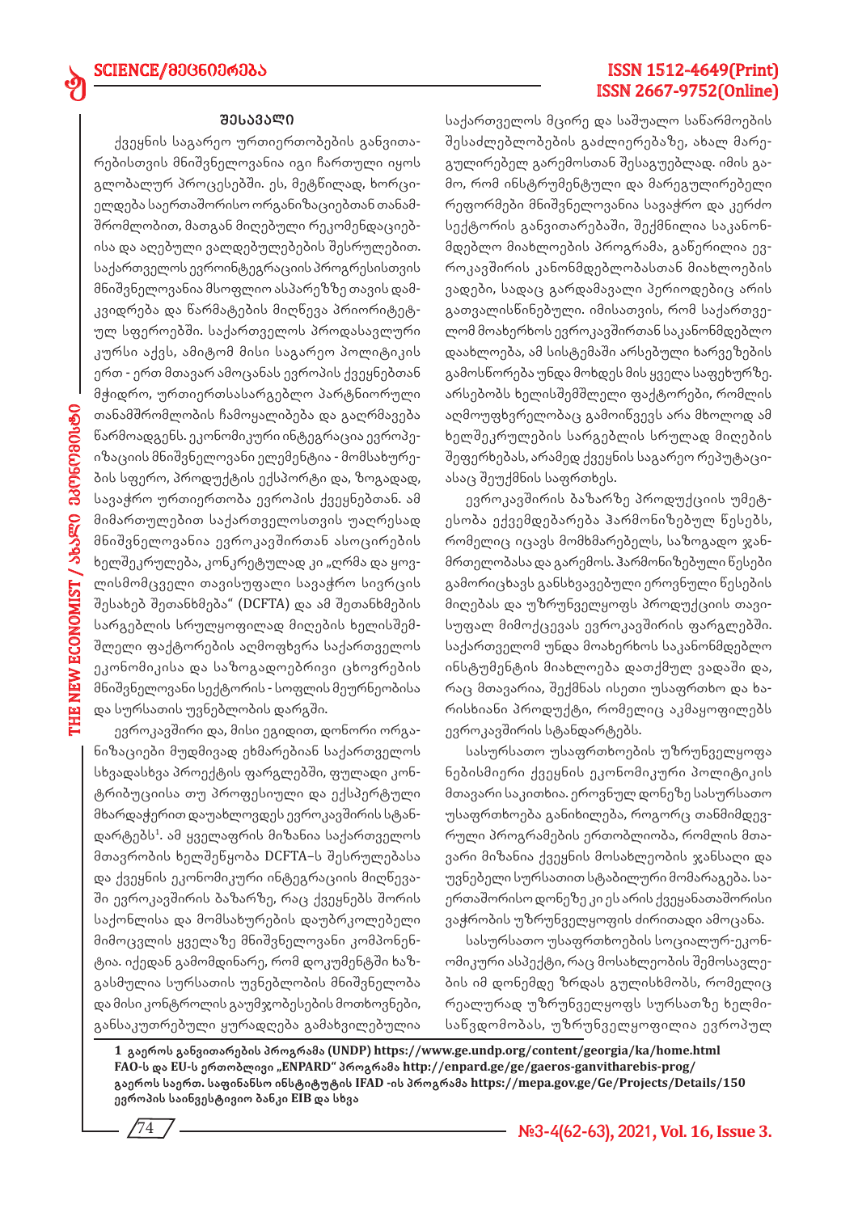## შესავალი

ქვეყნის საგარეო ურთიერთობების განვითარებისთვის მნიშვნელოვანია იგი ჩართული იყოს გლობალურ პროცესებში. ეს, მეტწილად, ხორციელდება საერთაშორისო ორგანიზაციებთან თანამშრომლობით, მათგან მიღებული რეკომენდაციებისა და აღებული ვალდებულებების შესრულებით. საქართველოს ევროინტეგრაციის პროგრესისთვის მნიშვნელოვანია მსოფლიო ასპარეზზე თავის დამკვიდრება და წარმატების მიღწევა პრიორიტეტულ სფეროებში. საქართველოს პროდასავლური კურსი აქვს, ამიტომ მისი საგარეო პოლიტიკის ერთ - ერთ მთავარ ამოცანას ევროპის ქვეყნებთან მჭიდრო, ურთიერთსასარგებლო პარტნიორული თანამშრომლობის ჩამოყალიბება და გაღრმავება წარმოადგენს. ეკონომიკური ინტეგრაცია ევროპეიზაციის მნიშვნელოვანი ელემენტია - მომსახურების სფერო, პროდუქტის ექსპორტი და, ზოგადად, სავაჭრო ურთიერთობა ევროპის ქვეყნებთან. ამ მიმართულებით საქართველოსთვის უაღრესად მნიშვნელოვანია ევროკავშირთან ასოცირების ხელშეკრულება, კონკრეტულად კი „ღრმა და ყოვლისმომცველი თავისუფალი სავაჭრო სივრცის შესახებ შეთანხმება" (DCFTA) და ამ შეთანხმების სარგებლის სრულყოფილად მიღების ხელისშემშლელი ფაქტორების აღმოფხვრა საქართველოს ეკონომიკისა და საზოგადოებრივი ცხოვრების მნიშვნელოვანი სექტორის - სოფლის მეურნეობისა და სურსათის უვნებლობის დარგში.

ევროკავშირი და, მისი ეგიდით, დონორი ორგანიზაციები მუდმივად ეხმარებიან საქართველოს სხვადასხვა პროექტის ფარგლებში, ფულადი კონტრიბუციისა თუ პროფესიული და ექსპერტული მხარდაჭერით დაუახლოვდეს ევროკავშირის სტანდარტებს[1]. ამ ყველაფრის მიზანია საქართველოს მთავრობის ხელშეწყობა DCFTA–ს შესრულებასა და ქვეყნის ეკონომიკური ინტეგრაციის მიღწევაში ევროკავშირის ბაზარზე, რაც ქვეყნებს შორის საქონლისა და მომსახურების დაუბრკოლებელი მიმოცვლის ყველაზე მნიშვნელოვანი კომპონენტია. იქედან გამომდინარე, რომ დოკუმენტში ხაზგასმულია სურსათის უვნებლობის მნიშვნელობა და მისი კონტროლის გაუმჯობესების მოთხოვნები, განსაკუთრებული ყურადღება გამახვილებულია საქართველოს მცირე და საშუალო საწარმოების შესაძლებლობების გაძლიერებაზე, ახალ მარეგულირებელ გარემოსთან შესაგუებლად. იმის გამო, რომ ინსტრუმენტული და მარეგულირებელი რეფორმები მნიშვნელოვანია სავაჭრო და კერძო სექტორის განვითარებაში, შექმნილია საკანონმდებლო მიახლოების პროგრამა, გაწერილია ევროკავშირის კანონმდებლობასთან მიახლოების ვადები, სადაც გარდამავალი პერიოდებიც არის გათვალისწინებული. იმისათვის, რომ საქართველომ მოახერხოს ევროკავშირთან საკანონმდებლო დაახლოება, ამ სისტემაში არსებული ხარვეზების გამოსწორება უნდა მოხდეს მის ყველა საფეხურზე. არსებობს ხელისშემშლელი ფაქტორები, რომლის აღმოუფხვრელობაც გამოიწვევს არა მხოლოდ ამ ხელშეკრულების სარგებლის სრულად მიღების შეფერხებას, არამედ ქვეყნის საგარეო რეპუტაციასაც შეუქმნის საფრთხეს.

ევროკავშირის ბაზარზე პროდუქციის უმეტესობა ექვემდებარება ჰარმონიზებულ წესებს, რომელიც იცავს მომხმარებელს, საზოგადო ჯანმრთელობასა და გარემოს. ჰარმონიზებული წესები გამორიცხავს განსხვავებული ეროვნული წესების მიღებას და უზრუნველყოფს პროდუქციის თავისუფალ მიმოქცევას ევროკავშირის ფარგლებში. საქართველომ უნდა მოახერხოს საკანონმდებლო ინსტუმენტების მიახლოება დათქმულ ვადაში და, რაც მთავარია, შექმნას ისეთი უსაფრთხო და ხარისხიანი პროდუქტი, რომელიც აკმაყოფილებს ევროკავშირის სტანდარტებს.

სასურსათო უსაფრთხოების უზრუნველყოფა ნებისმიერი ქვეყნის ეკონომიკური პოლიტიკის მთავარი საკითხია. ეროვნულ დონეზე სასურსათო უსაფრთხოება განიხილება, როგორც თანმიმდევრული პროგრამების ერთობლიობა, რომლის მთავარი მიზანია ქვეყნის მოსახლეობის ჯანსაღი და უვნებელი სურსათით სტაბილური მომარაგება. საერთაშორისო დონეზე კი ეს არის ქვეყანათაშორისი ვაჭრობის უზრუნველყოფის ძირითადი ამოცანა.

სასურსათო უსაფრთხოების სოციალურ-ეკონომიკური ასპექტი, რაც მოსახლეობის შემოსავლების იმ დონემდე ზრდას გულისხმობს, რომელიც რეალურად უზრუნველყოფს სურსათზე ხელმისაწვდომობას, უზრუნველყოფილია ევროპულ

---

[1] გაეროს განვითარების პროგრამა (UNDP) https://www.ge.undp.org/content/georgia/ka/home.html
FAO-ს და EU-ს ერთობლივი „ENPARD" პროგრამა http://enpard.ge/ge/gaeros-ganvitharebis-prog/
გაეროს საერთ. საფინანსო ინსტიტუტის IFAD -ის პროგრამა https://mepa.gov.ge/Ge/Projects/Details/150
ევროპის საინვესტიციო ბანკი EIB და სხვა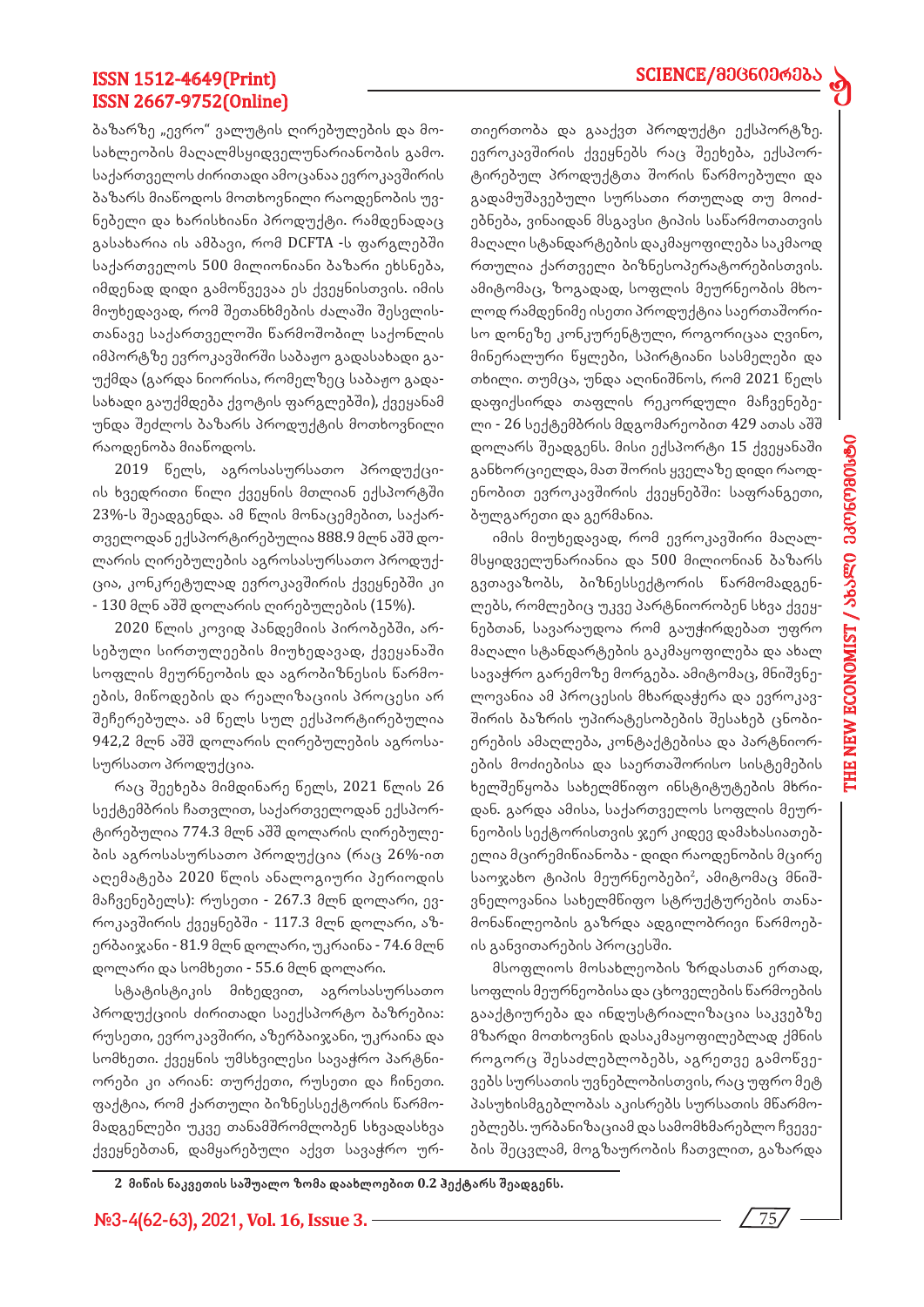ბაზარზე „ევრო" ვალუტის ღირებულების და მოსახლეობის მაღალმსყიდველუნარიანობის გამო. საქართველოს ძირითადი ამოცანაა ევროკავშირის ბაზარს მიაწოდოს მოთხოვნილი რაოდენობის უვნებელი და ხარისხიანი პროდუქტი. რამდენადაც გასახარია ის ამბავი, რომ DCFTA -ს ფარგლებში საქართველოს 500 მილიონიანი ბაზარი ეხსნება, იმდენად დიდი გამოწვევაა ეს ქვეყნისთვის. იმის მიუხედავად, რომ შეთანხმების ძალაში შესვლისთანავე საქართველოში წარმოშობილ საქონლის იმპორტზე ევროკავშირში საბაჟო გადასახადი გაუქმდა (გარდა ნიორისა, რომელზეც საბაჟო გადასახადი გაუქმდება ქვოტის ფარგლებში), ქვეყანამ უნდა შეძლოს ბაზარს პროდუქტის მოთხოვნილი რაოდენობა მიაწოდოს.

2019 წელს, აგროსასურსათო პროდუქციის ხვედრითი წილი ქვეყნის მთლიან ექსპორტში 23%-ს შეადგენდა. ამ წლის მონაცემებით, საქართველოდან ექსპორტირებულია 888.9 მლნ აშშ დოლარის ღირებულების აგროსასურსათო პროდუქცია, კონკრეტულად ევროკავშირის ქვეყნებში კი - 130 მლნ აშშ დოლარის ღირებულების (15%).

2020 წლის კოვიდ პანდემიის პირობებში, არსებული სირთულეების მიუხედავად, ქვეყანაში სოფლის მეურნეობის და აგრობიზნესის წარმოების, მიწოდების და რეალიზაციის პროცესი არ შეჩერებულა. ამ წელს სულ ექსპორტირებულია 942,2 მლნ აშშ დოლარის ღირებულების აგროსასურსათო პროდუქცია.

რაც შეეხება მიმდინარე წელს, 2021 წლის 26 სექტემბრის ჩათვლით, საქართველოდან ექსპორტირებულია 774.3 მლნ აშშ დოლარის ღირებულების აგროსასურსათო პროდუქცია (რაც 26%-ით აღემატება 2020 წლის ანალოგიური პერიოდის მაჩვენებელს): რუსეთი - 267.3 მლნ დოლარი, ევროკავშირის ქვეყნებში - 117.3 მლნ დოლარი, აზერბაიჯანი - 81.9 მლნ დოლარი, უკრაინა - 74.6 მლნ დოლარი და სომხეთი - 55.6 მლნ დოლარი.

სტატისტიკის მიხედვით, აგროსასურსათო პროდუქციის ძირითადი საექსპორტო ბაზრებია: რუსეთი, ევროკავშირი, აზერბაიჯანი, უკრაინა და სომხეთი. ქვეყნის უმსხვილესი სავაჭრო პარტნიორები კი არიან: თურქეთი, რუსეთი და ჩინეთი. ფაქტია, რომ ქართული ბიზნესსექტორის წარმომადგენლები უკვე თანამშრომლობენ სხვადასხვა ქვეყნებთან, დამყარებული აქვთ სავაჭრო ურთიერთობა და გააქვთ პროდუქტი ექსპორტზე. ევროკავშირის ქვეყნებს რაც შეეხება, ექსპორტირებულ პროდუქტთა შორის წარმოებული და გადამუშავებული სურსათი რთულად თუ მოიძებნება, ვინაიდან მსგავსი ტიპის საწარმოთათვის მაღალი სტანდარტების დაკმაყოფილება საკმაოდ რთულია ქართველი ბიზნესოპერატორებისთვის. ამიტომაც, ზოგადად, სოფლის მეურნეობის მხოლოდ რამდენიმე ისეთი პროდუქტია საერთაშორისო დონეზე კონკურენტული, როგორიცაა ღვინო, მინერალური წყლები, სპირტიანი სასმელები და თხილი. თუმცა, უნდა აღინიშნოს, რომ 2021 წელს დაფიქსირდა თაფლის რეკორდული მაჩვენებელი - 26 სექტემბრის მდგომარეობით 429 ათას აშშ დოლარს შეადგენს. მისი ექსპორტი 15 ქვეყანაში განხორციელდა, მათ შორის ყველაზე დიდი რაოდენობით ევროკავშირის ქვეყნებში: საფრანგეთი, ბულგარეთი და გერმანია.

იმის მიუხედავად, რომ ევროკავშირი მაღალმსყიდველუნარიანია და 500 მილიონიან ბაზარს გვთავაზობს, ბიზნესსექტორის წარმომადგენლებს, რომლებიც უკვე პარტნიორობენ სხვა ქვეყნებთან, სავარაუდოა რომ გაუჭირდებათ უფრო მაღალი სტანდარტების გაკმაყოფილება და ახალ სავაჭრო გარემოზე მორგება. ამიტომაც, მნიშვნელოვანია ამ პროცესის მხარდაჭერა და ევროკავშირის ბაზრის უპირატესობების შესახებ ცნობიერების ამაღლება, კონტაქტებისა და პარტნიორების მოძიებისა და საერთაშორისო სისტემების ხელშეწყობა სახელმწიფო ინსტიტუტების მხრიდან. გარდა ამისა, საქართველოს სოფლის მეურნეობის სექტორისთვის ჯერ კიდევ დამახასიათებელია მცირემიწიანობა - დიდი რაოდენობის მცირე საოჯახო ტიპის მეურნეობები[2], ამიტომაც მნიშვნელოვანია სახელმწიფო სტრუქტურების თანამონაწილეობის გაზრდა ადგილობრივი წარმოების განვითარების პროცესში.

მსოფლიოს მოსახლეობის ზრდასთან ერთად, სოფლის მეურნეობისა და ცხოველების წარმოების გააქტიურება და ინდუსტრიალიზაცია საკვებზე მზარდი მოთხოვნის დასაკმაყოფილებლად ქმნის როგორც შესაძლებლობებს, აგრეთვე გამოწვევებს სურსათის უვნებლობისთვის, რაც უფრო მეტ პასუხისმგებლობას აკისრებს სურსათის მწარმოებლებს. ურბანიზაციამ და სამომხმარებლო ჩვევების შეცვლამ, მოგზაურობის ჩათვლით, გაზარდა

---

**2 მიწის ნაკვეთის საშუალო ზომა დაახლოებით 0.2 ჰექტარს შეადგენს.**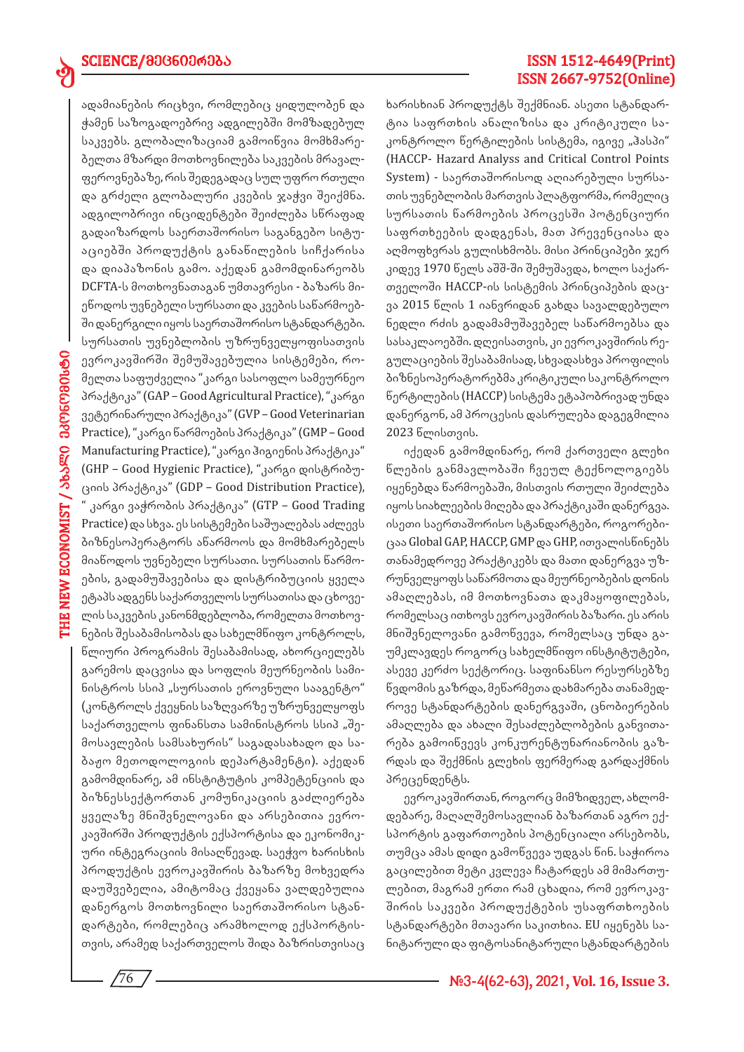ადამიანების რიცხვი, რომლებიც ყიდულობენ და ჭამენ საზოგადოებრივ ადგილებში მომზადებულ საკვებს. გლობალიზაციამ გამოიწვია მომხმარებელთა მზარდი მოთხოვნილება საკვების მრავალფეროვნებაზე, რის შედეგადაც სულ უფრო რთული და გრძელი გლობალური კვების ჯაჭვი შეიქმნა. ადგილობრივი ინციდენტები შეიძლება სწრაფად გადაიზარდოს საერთაშორისო საგანგებო სიტუაციებში პროდუქტის განაწილების სიჩქარისა და დიაპაზონის გამო. აქედან გამომდინარეობს DCFTA-ს მოთხოვნათაგან უმთავრესი - ბაზარს მიეწოდოს უვნებელი სურსათი და კვების საწარმოებში დანერგილი იყოს საერთაშორისო სტანდარტები. სურსათის უვნებლობის უზრუნველყოფისათვის ევროკავშირში შემუშავებულია სისტემები, რომელთა საფუძველია "კარგი სასოფლო სამეურნეო პრაქტიკა" (GAP – Good Agricultural Practice), "კარგი ვეტერინარული პრაქტიკა" (GVP – Good Veterinarian Practice), "კარგი წარმოების პრაქტიკა" (GMP – Good Manufacturing Practice), "კარგი ჰიგიენის პრაქტიკა" (GHP – Good Hygienic Practice), "კარგი დისტრიბუციის პრაქტიკა" (GDP – Good Distribution Practice), " კარგი ვაჭრობის პრაქტიკა" (GTP – Good Trading Practice) და სხვა. ეს სისტემები საშუალებას აძლევს ბიზნესოპერატორს აწარმოოს და მომხმარებელს მიაწოდოს უვნებელი სურსათი. სურსათის წარმოების, გადამუშავებისა და დისტრიბუციის ყველა ეტაპს ადგენს საქართველოს სურსათისა და ცხოველის საკვების კანონმდებლობა, რომელთა მოთხოვნების შესაბამისობას და სახელმწიფო კონტროლს, წლიური პროგრამის შესაბამისად, ახორციელებს გარემოს დაცვისა და სოფლის მეურნეობის სამინისტროს სსიპ „სურსათის ეროვნული სააგენტო" (კონტროლს ქვეყნის საზღვარზე უზრუნველყოფს საქართველოს ფინანსთა სამინისტროს სსიპ „შემოსავლების სამსახურის" საგადასახადო და საბაჟო მეთოდოლოგიის დეპარტამენტი). აქედან გამომდინარე, ამ ინსტიტუტის კომპეტენციის და ბიზნესსექტორთან კომუნიკაციის გაძლიერება ყველაზე მნიშვნელოვანი და არსებითია ევროკავშირში პროდუქტის ექსპორტისა და ეკონომიკური ინტეგრაციის მისაღწევად. საეჭვო ხარისხის პროდუქტის ევროკავშირის ბაზარზე მოხვედრა დაუშვებელია, ამიტომაც ქვეყანა ვალდებულია დანერგოს მოთხოვნილი საერთაშორისო სტანდარტები, რომლებიც არამხოლოდ ექსპორტისთვის, არამედ საქართველოს შიდა ბაზრისთვისაც ხარისხიან პროდუქტს შექმნიან. ასეთი სტანდარტია საფრთხის ანალიზისა და კრიტიკული საკონტროლო წერტილების სისტემა, იგივე „ჰასპი" (HACCP- Hazard Analyss and Critical Control Points System) - საერთაშორისოდ აღიარებული სურსათის უვნებლობის მართვის პლატფორმა, რომელიც სურსათის წარმოების პროცესში პოტენციური საფრთხეების დადგენას, მათ პრევენციასა და აღმოფხვრას გულისხმობს. მისი პრინციპები ჯერ კიდევ 1970 წელს აშშ-ში შემუშავდა, ხოლო საქართველოში HACCP-ის სისტემის პრინციპების დაცვა 2015 წლის 1 იანვრიდან გახდა სავალდებულო ნედლი რძის გადამამუშავებელ საწარმოებსა და სასაკლაოებში. დღეისათვის, კი ევროკავშირის რეგულაციების შესაბამისად, სხვადასხვა პროფილის ბიზნესოპერატორებმა კრიტიკული საკონტროლო წერტილების (HACCP) სისტემა ეტაპობრივად უნდა დანერგონ, ამ პროცესის დასრულება დაგეგმილია 2023 წლისთვის.

იქედან გამომდინარე, რომ ქართველი გლეხი წლების განმავლობაში ჩვეულ ტექნოლოგიებს იყენებდა წარმოებაში, მისთვის რთული შეიძლება იყოს სიახლეების მიღება და პრაქტიკაში დანერგვა. ისეთი საერთაშორისო სტანდარტები, როგორებიცაა Global GAP, HACCP, GMP და GHP, ითვალისწინებს თანამედროვე პრაქტიკებს და მათი დანერგვა უზრუნველყოფს საწარმოთა და მეურნეობების დონის ამაღლებას, იმ მოთხოვნათა დაკმაყოფილებას, რომელსაც ითხოვს ევროკავშირის ბაზარი. ეს არის მნიშვნელოვანი გამოწვევა, რომელსაც უნდა გაუმკლავდეს როგორც სახელმწიფო ინსტიტუტები, ასევე კერძო სექტორიც. საფინანსო რესურსებზე წვდომის გაზრდა, მეწარმეთა დახმარება თანამედროვე სტანდარტების დანერგვაში, ცნობიერების ამაღლება და ახალი შესაძლებლობების განვითარება გამოიწვევს კონკურენტუნარიანობის გაზრდას და შექმნის გლეხის ფერმერად გარდაქმნის პრეცენდენტს.

ევროკავშირთან, როგორც მიმზიდველ, ახლომდებარე, მაღალშემოსავლიან ბაზართან აგრო ექსპორტის გაფართოების პოტენციალი არსებობს, თუმცა ამას დიდი გამოწვევა უდგას წინ. საჭიროა გაცილებით მეტი კვლევა ჩატარდეს ამ მიმართულებით, მაგრამ ერთი რამ ცხადია, რომ ევროკავშირის საკვები პროდუქტების უსაფრთხოების სტანდარტები მთავარი საკითხია. EU იყენებს სანიტარული და ფიტოსანიტარული სტანდარტების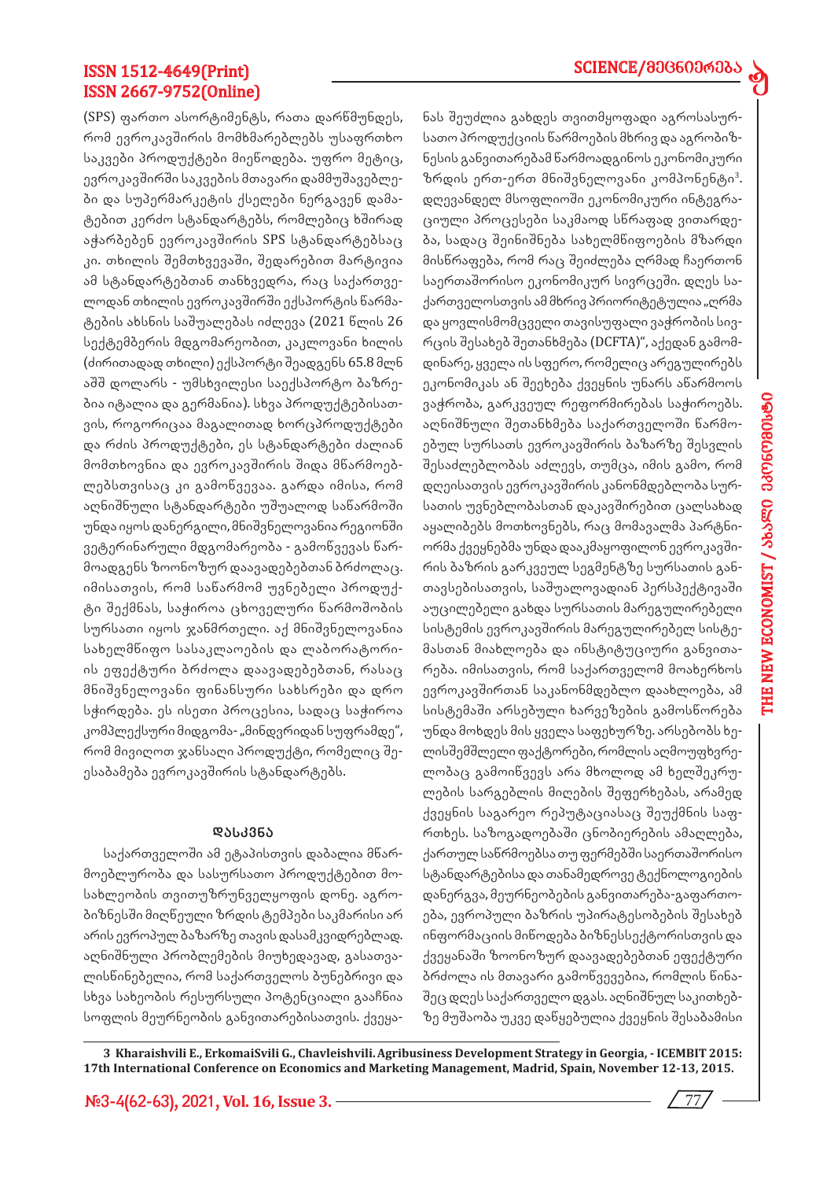(SPS) ფართო ასორტიმენტს, რათა დარწმუნდეს, რომ ევროკავშირის მომხმარებლებს უსაფრთხო საკვები პროდუქტები მიეწოდება. უფრო მეტიც, ევროკავშირში საკვების მთავარი დამმუშავებლები და სუპერმარკეტის ქსელები ნერგავენ დამატებით კერძო სტანდარტებს, რომლებიც ხშირად აჭარბებენ ევროკავშირის SPS სტანდარტებსაც კი. თხილის შემთხვევაში, შედარებით მარტივია ამ სტანდარტებთან თანხვედრა, რაც საქართველოდან თხილის ევროკავშირში ექსპორტის წარმატების ახსნის საშუალებას იძლევა (2021 წლის 26 სექტემბერის მდგომარეობით, კაკლოვანი ხილის (ძირითადად თხილი) ექსპორტი შეადგენს 65.8 მლნ აშშ დოლარს - უმსხვილესი საექსპორტო ბაზრებია იტალია და გერმანია). სხვა პროდუქტებისათვის, როგორიცაა მაგალითად ხორცპროდუქტები და რძის პროდუქტები, ეს სტანდარტები ძალიან მომთხოვნია და ევროკავშირის შიდა მწარმოებლებისთვისაც კი გამოწვევაა. გარდა იმისა, რომ აღნიშნული სტანდარტები უშუალოდ საწარმოში უნდა იყოს დანერგილი, მნიშვნელოვანია რეგიონში ვეტერინარული მდგომარეობა - გამოწვევას წარმოადგენს ზოონოზურ დაავადებებთან ბრძოლაც. იმისათვის, რომ საწარმომ უვნებელი პროდუქტი შექმნას, საჭიროა ცხოველური წარმოშობის სურსათი იყოს ჯანმრთელი. აქ მნიშვნელოვანია სახელმწიფო სასაკლაოების და ლაბორატორიის ეფექტური ბრძოლა დაავადებებთან, რასაც მნიშვნელოვანი ფინანსური სახსრები და დრო სჭირდება. ეს ისეთი პროცესია, სადაც საჭიროა კომპლექსური მიდგომა- „მინდვრიდან სუფრამდე", რომ მივიღოთ ჯანსაღი პროდუქტი, რომელიც შეესაბამება ევროკავშირის სტანდარტებს.

#### დასკვნა

საქართველოში ამ ეტაპისთვის დაბალია მწარმოებლურობა და სასურსათო პროდუქტებით მოსახლეობის თვითუზრუნველყოფის დონე. აგრობიზნესში მიღწეული ზრდის ტემპები საკმარისი არ არის ევროპულ ბაზარზე თავის დასამკვიდრებლად. აღნიშნული პრობლემების მიუხედავად, გასათვალისწინებელია, რომ საქართველოს ბუნებრივი და სხვა სახეობის რესურსული პოტენციალი გააჩნია სოფლის მეურნეობის განვითარებისათვის. ქვეყანას შეუძლია გახდეს თვითმყოფადი აგროსასურსათო პროდუქციის წარმოების მხრივ და აგრობიზნესის განვითარებამ წარმოადგინოს ეკონომიკური ზრდის ერთ-ერთ მნიშვნელოვანი კომპონენტი[3]. დღევანდელ მსოფლიოში ეკონომიკური ინტეგრაციული პროცესები საკმაოდ სწრაფად ვითარდება, სადაც შეინიშნება სახელმწიფოების მზარდი მისწრაფება, რომ რაც შეიძლება ღრმად ჩაერთონ საერთაშორისო ეკონომიკურ სივრცეში. დღეს საქართველოსთვის ამ მხრივ პრიორიტეტულია „ღრმა და ყოვლისმომცველი თავისუფალი ვაჭრობის სივრცის შესახებ შეთანხმება (DCFTA)", აქედან გამომდინარე, ყველა ის სფერო, რომელიც არეგულირებს ეკონომიკას ან შეეხება ქვეყნის უნარს აწარმოოს ვაჭრობა, გარკვეულ რეფორმირებას საჭიროებს. აღნიშნული შეთანხმება საქართველოში წარმოებულ სურსათს ევროკავშირის ბაზარზე შესვლის შესაძლებლობას აძლევს, თუმცა, იმის გამო, რომ დღეისათვის ევროკავშირის კანონმდებლობა სურსათის უვნებლობასთან დაკავშირებით ცალსახად აყალიბებს მოთხოვნებს, რაც მომავალმა პარტნიორმა ქვეყნებმა უნდა დააკმაყოფილონ ევროკავშირის ბაზრის გარკვეულ სეგმენტზე სურსათის განთავსებისათვის, საშუალოვადიან პერსპექტივაში აუცილებელი გახდა სურსათის მარეგულირებელი სისტემის ევროკავშირის მარეგულირებელ სისტემასთან მიახლოება და ინსტიტუციური განვითარება. იმისათვის, რომ საქართველომ მოახერხოს ევროკავშირთან საკანონმდებლო დაახლოება, ამ სისტემაში არსებული ხარვეზების გამოსწორება უნდა მოხდეს მის ყველა საფეხურზე. არსებობს ხელისშემშლელი ფაქტორები, რომლის აღმოუფხვრელობაც გამოიწვევს არა მხოლოდ ამ ხელშეკრულების სარგებლის მიღების შეფერხებას, არამედ ქვეყნის საგარეო რეპუტაციასაც შეუქმნის საფრთხეს. საზოგადოებაში ცნობიერების ამაღლება, ქართულ საწრმოებსა თუ ფერმებში საერთაშორისო სტანდარტებისა და თანამედროვე ტექნოლოგიების დანერგვა, მეურნეობების განვითარება-გაფართოება, ევროპული ბაზრის უპირატესობების შესახებ ინფორმაციის მიწოდება ბიზნესსექტორისთვის და ქვეყანაში ზოონოზურ დაავადებებთან ეფექტური ბრძოლა ის მთავარი გამოწვევებია, რომლის წინაშეც დღეს საქართველო დგას. აღნიშნულ საკითხებზე მუშაობა უკვე დაწყებულია ქვეყნის შესაბამისი

---

**3 Kharaishvili E., ErkomaiSvili G., Chavleishvili. Agribusiness Development Strategy in Georgia, - ICEMBIT 2015: 17th International Conference on Economics and Marketing Management, Madrid, Spain, November 12-13, 2015.**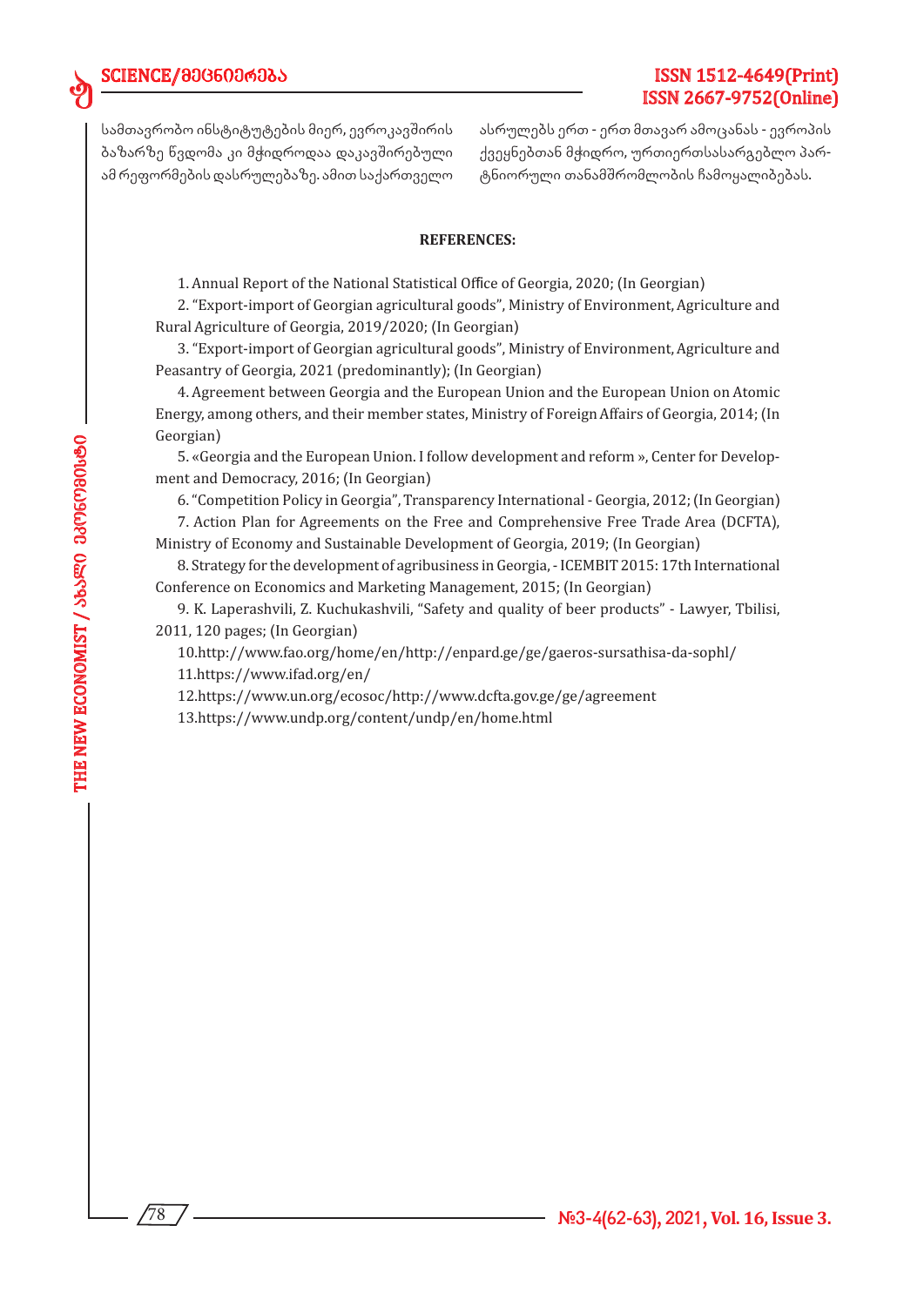სამთავრობო ინსტიტუტების მიერ, ევროკავშირის ბაზარზე წვდომა კი მჭიდროდაა დაკავშირებული ამ რეფორმების დასრულებაზე. ამით საქართველო ასრულებს ერთ - ერთ მთავარ ამოცანას - ევროპის ქვეყნებთან მჭიდრო, ურთიერთსასარგებლო პარტნიორული თანამშრომლობის ჩამოყალიბებას.

**REFERENCES:**

1. Annual Report of the National Statistical Office of Georgia, 2020; (In Georgian)
2. "Export-import of Georgian agricultural goods", Ministry of Environment, Agriculture and Rural Agriculture of Georgia, 2019/2020; (In Georgian)
3. "Export-import of Georgian agricultural goods", Ministry of Environment, Agriculture and Peasantry of Georgia, 2021 (predominantly); (In Georgian)
4. Agreement between Georgia and the European Union and the European Union on Atomic Energy, among others, and their member states, Ministry of Foreign Affairs of Georgia, 2014; (In Georgian)
5. «Georgia and the European Union. I follow development and reform », Center for Development and Democracy, 2016; (In Georgian)
6. "Competition Policy in Georgia", Transparency International - Georgia, 2012; (In Georgian)
7. Action Plan for Agreements on the Free and Comprehensive Free Trade Area (DCFTA), Ministry of Economy and Sustainable Development of Georgia, 2019; (In Georgian)
8. Strategy for the development of agribusiness in Georgia, - ICEMBIT 2015: 17th International Conference on Economics and Marketing Management, 2015; (In Georgian)
9. K. Laperashvili, Z. Kuchukashvili, "Safety and quality of beer products" - Lawyer, Tbilisi, 2011, 120 pages; (In Georgian)
10. http://www.fao.org/home/en/http://enpard.ge/ge/gaeros-sursathisa-da-sophl/
11. https://www.ifad.org/en/
12. https://www.un.org/ecosoc/http://www.dcfta.gov.ge/ge/agreement
13. https://www.undp.org/content/undp/en/home.html